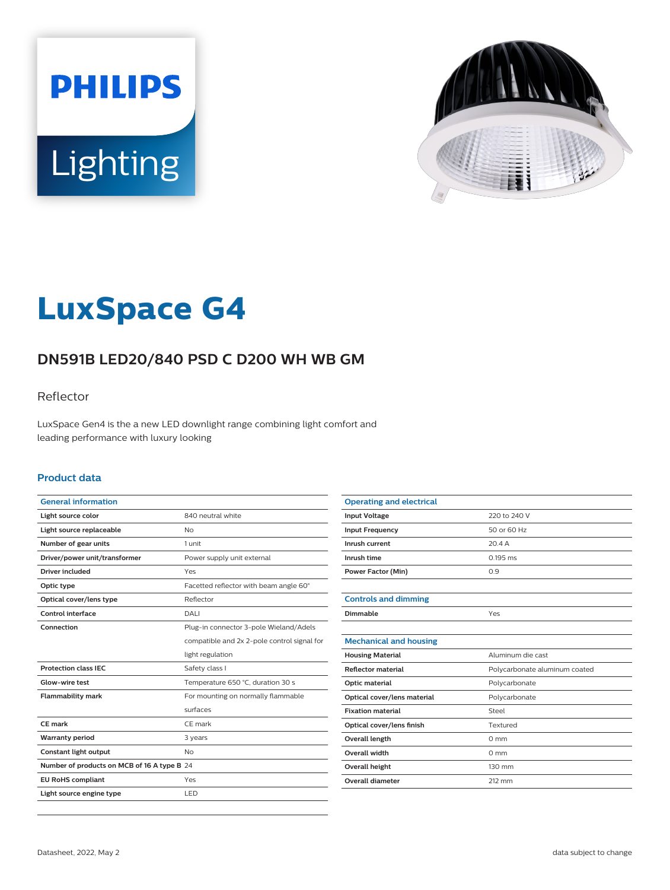PHILIPS Lighting

# LuxSpace G4

## DN591B LED20/840 PSD C D200 WH WB GM

Reflector

LuxSpace Gen4 is the a new LED downlight range combining light comfort and leading performance with luxury looking

### Product data

| General information | |
|---|---|
| Light source color | 840 neutral white |
| Light source replaceable | No |
| Number of gear units | 1 unit |
| Driver/power unit/transformer | Power supply unit external |
| Driver included | Yes |
| Optic type | Facetted reflector with beam angle 60° |
| Optical cover/lens type | Reflector |
| Control interface | DALI |
| Connection | Plug-in connector 3-pole Wieland/Adels compatible and 2x 2-pole control signal for light regulation |
| Protection class IEC | Safety class I |
| Glow-wire test | Temperature 650 °C, duration 30 s |
| Flammability mark | For mounting on normally flammable surfaces |
| CE mark | CE mark |
| Warranty period | 3 years |
| Constant light output | No |
| Number of products on MCB of 16 A type B | 24 |
| EU RoHS compliant | Yes |
| Light source engine type | LED |

| Operating and electrical | |
|---|---|
| Input Voltage | 220 to 240 V |
| Input Frequency | 50 or 60 Hz |
| Inrush current | 20.4 A |
| Inrush time | 0.195 ms |
| Power Factor (Min) | 0.9 |

| Controls and dimming | |
|---|---|
| Dimmable | Yes |

| Mechanical and housing | |
|---|---|
| Housing Material | Aluminum die cast |
| Reflector material | Polycarbonate aluminum coated |
| Optic material | Polycarbonate |
| Optical cover/lens material | Polycarbonate |
| Fixation material | Steel |
| Optical cover/lens finish | Textured |
| Overall length | 0 mm |
| Overall width | 0 mm |
| Overall height | 130 mm |
| Overall diameter | 212 mm |

Datasheet, 2022, May 2

data subject to change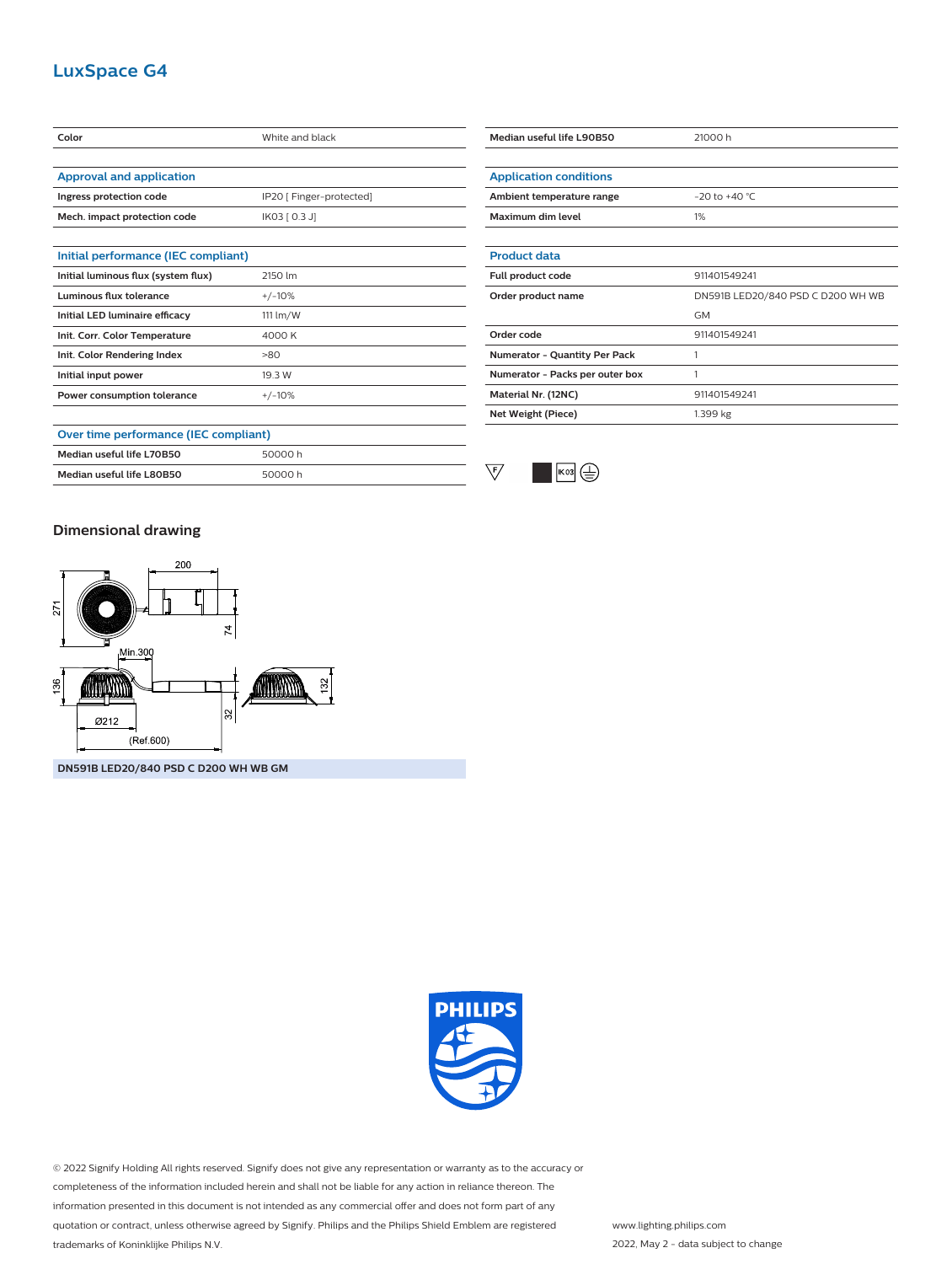# LuxSpace G4

| | |
|---|---|
| Color | White and black |

## Approval and application

| | |
|---|---|
| Ingress protection code | IP20 [ Finger-protected] |
| Mech. impact protection code | IK03 [ 0.3 J] |

## Initial performance (IEC compliant)

| | |
|---|---|
| Initial luminous flux (system flux) | 2150 lm |
| Luminous flux tolerance | +/-10% |
| Initial LED luminaire efficacy | 111 lm/W |
| Init. Corr. Color Temperature | 4000 K |
| Init. Color Rendering Index | >80 |
| Initial input power | 19.3 W |
| Power consumption tolerance | +/-10% |

## Over time performance (IEC compliant)

| | |
|---|---|
| Median useful life L70B50 | 50000 h |
| Median useful life L80B50 | 50000 h |
| Median useful life L90B50 | 21000 h |

## Application conditions

| | |
|---|---|
| Ambient temperature range | -20 to +40 °C |
| Maximum dim level | 1% |

## Product data

| | |
|---|---|
| Full product code | 911401549241 |
| Order product name | DN591B LED20/840 PSD C D200 WH WB GM |
| Order code | 911401549241 |
| Numerator - Quantity Per Pack | 1 |
| Numerator - Packs per outer box | 1 |
| Material Nr. (12NC) | 911401549241 |
| Net Weight (Piece) | 1.399 kg |

IK03

## Dimensional drawing

200
271
74
Min.300
136
Ø212
32
(Ref.600)
132

DN591B LED20/840 PSD C D200 WH WB GM

© 2022 Signify Holding All rights reserved. Signify does not give any representation or warranty as to the accuracy or completeness of the information included herein and shall not be liable for any action in reliance thereon. The information presented in this document is not intended as any commercial offer and does not form part of any quotation or contract, unless otherwise agreed by Signify. Philips and the Philips Shield Emblem are registered trademarks of Koninklijke Philips N.V.

www.lighting.philips.com
2022, May 2 - data subject to change